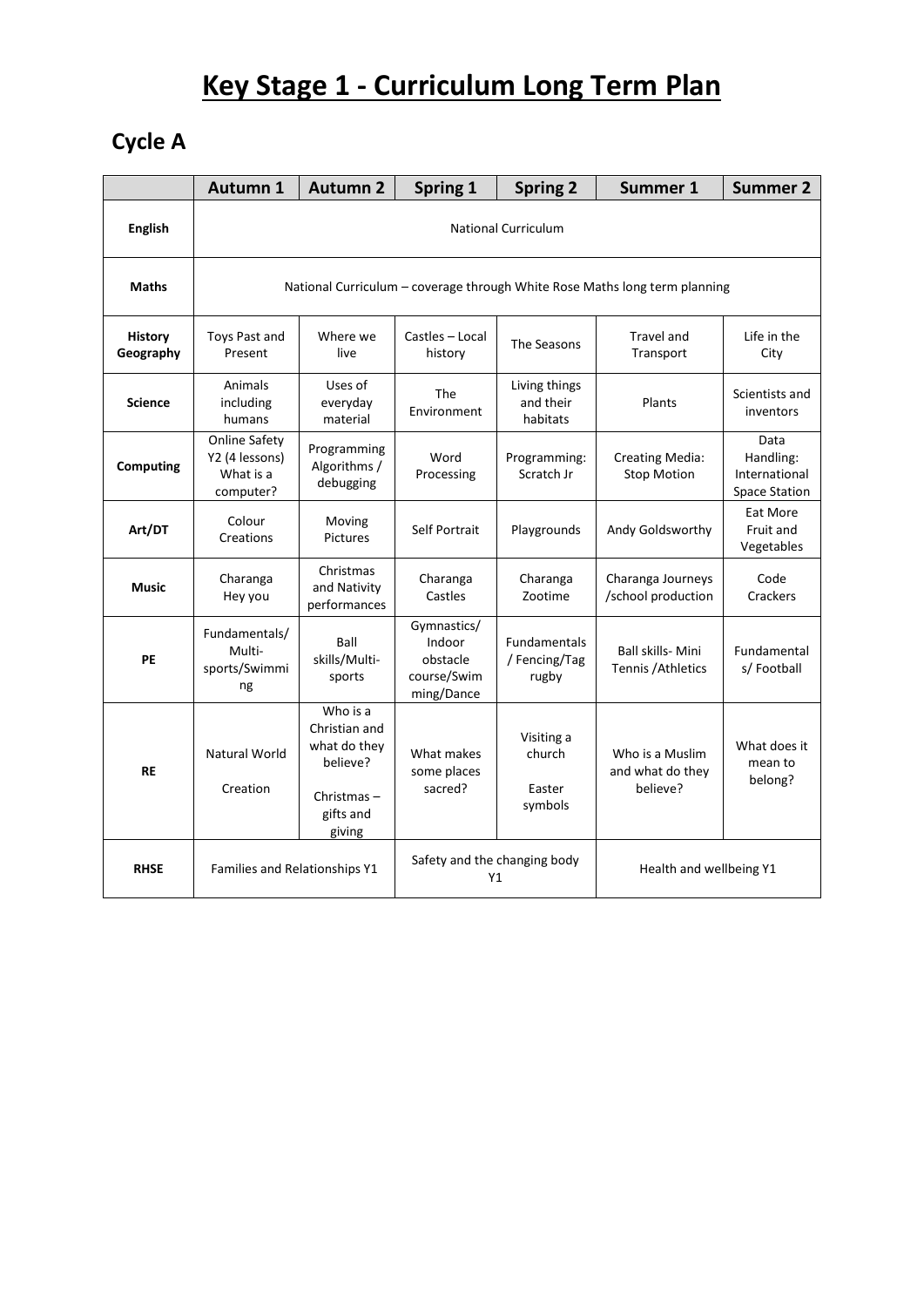# Key Stage 1 - Curriculum Long Term Plan

## Cycle A

| | Autumn 1 | Autumn 2 | Spring 1 | Spring 2 | Summer 1 | Summer 2 |
|---|---|---|---|---|---|---|
| **English** | National Curriculum | | | | | |
| **Maths** | National Curriculum – coverage through White Rose Maths long term planning | | | | | |
| **History Geography** | Toys Past and Present | Where we live | Castles – Local history | The Seasons | Travel and Transport | Life in the City |
| **Science** | Animals including humans | Uses of everyday material | The Environment | Living things and their habitats | Plants | Scientists and inventors |
| **Computing** | Online Safety Y2 (4 lessons) What is a computer? | Programming Algorithms / debugging | Word Processing | Programming: Scratch Jr | Creating Media: Stop Motion | Data Handling: International Space Station |
| **Art/DT** | Colour Creations | Moving Pictures | Self Portrait | Playgrounds | Andy Goldsworthy | Eat More Fruit and Vegetables |
| **Music** | Charanga Hey you | Christmas and Nativity performances | Charanga Castles | Charanga Zootime | Charanga Journeys /school production | Code Crackers |
| **PE** | Fundamentals/ Multi-sports/Swimming | Ball skills/Multi-sports | Gymnastics/ Indoor obstacle course/Swimming/Dance | Fundamentals / Fencing/Tag rugby | Ball skills- Mini Tennis /Athletics | Fundamentals/ Football |
| **RE** | Natural World<br><br>Creation | Who is a Christian and what do they believe?<br><br>Christmas – gifts and giving | What makes some places sacred? | Visiting a church<br><br>Easter symbols | Who is a Muslim and what do they believe? | What does it mean to belong? |
| **RHSE** | Families and Relationships Y1 | | Safety and the changing body Y1 | | Health and wellbeing Y1 | |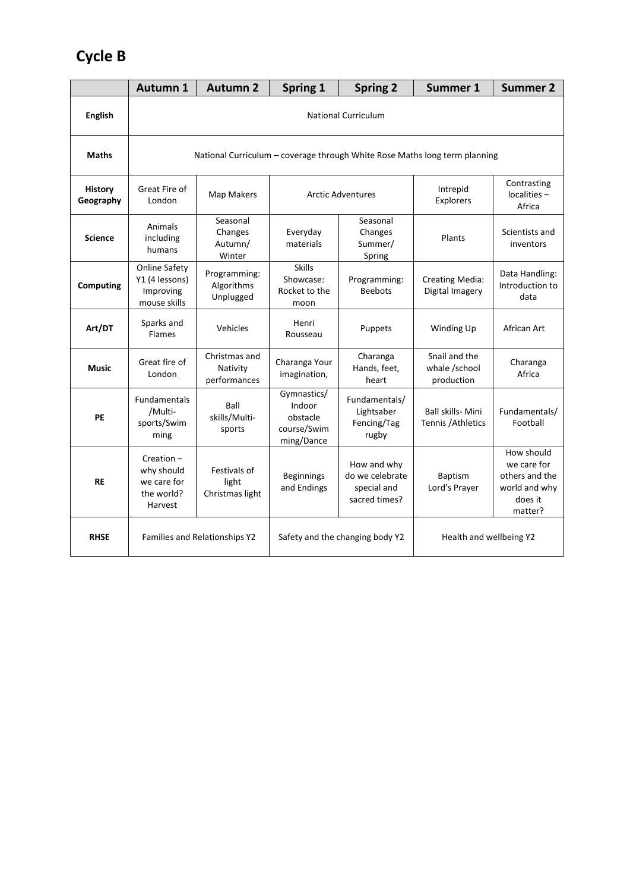# Cycle B

| | Autumn 1 | Autumn 2 | Spring 1 | Spring 2 | Summer 1 | Summer 2 |
|---|---|---|---|---|---|---|
| **English** | National Curriculum | | | | | |
| **Maths** | National Curriculum – coverage through White Rose Maths long term planning | | | | | |
| **History Geography** | Great Fire of London | Map Makers | Arctic Adventures | | Intrepid Explorers | Contrasting localities – Africa |
| **Science** | Animals including humans | Seasonal Changes Autumn/ Winter | Everyday materials | Seasonal Changes Summer/ Spring | Plants | Scientists and inventors |
| **Computing** | Online Safety Y1 (4 lessons) Improving mouse skills | Programming: Algorithms Unplugged | Skills Showcase: Rocket to the moon | Programming: Beebots | Creating Media: Digital Imagery | Data Handling: Introduction to data |
| **Art/DT** | Sparks and Flames | Vehicles | Henri Rousseau | Puppets | Winding Up | African Art |
| **Music** | Great fire of London | Christmas and Nativity performances | Charanga Your imagination, | Charanga Hands, feet, heart | Snail and the whale /school production | Charanga Africa |
| **PE** | Fundamentals /Multi-sports/Swimming | Ball skills/Multi-sports | Gymnastics/ Indoor obstacle course/Swimming/Dance | Fundamentals/ Lightsaber Fencing/Tag rugby | Ball skills- Mini Tennis /Athletics | Fundamentals/ Football |
| **RE** | Creation – why should we care for the world? Harvest | Festivals of light Christmas light | Beginnings and Endings | How and why do we celebrate special and sacred times? | Baptism Lord's Prayer | How should we care for others and the world and why does it matter? |
| **RHSE** | Families and Relationships Y2 | | Safety and the changing body Y2 | | Health and wellbeing Y2 | |